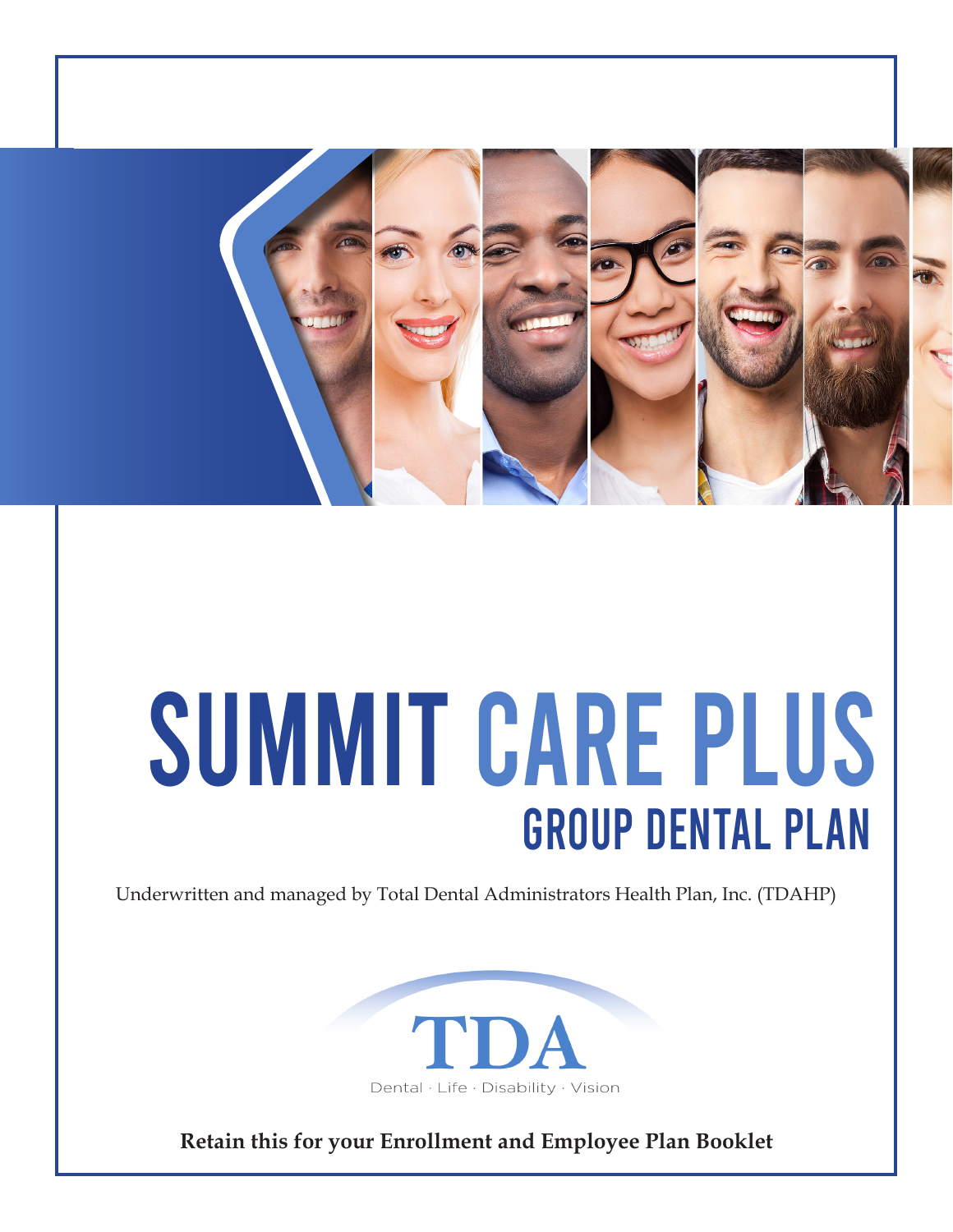# SUMMIT CARE PLUS

## GROUP DENTAL PLAN

Underwritten and managed by Total Dental Administrators Health Plan, Inc. (TDAHP)

TDA

Dental · Life · Disability · Vision

**Retain this for your Enrollment and Employee Plan Booklet**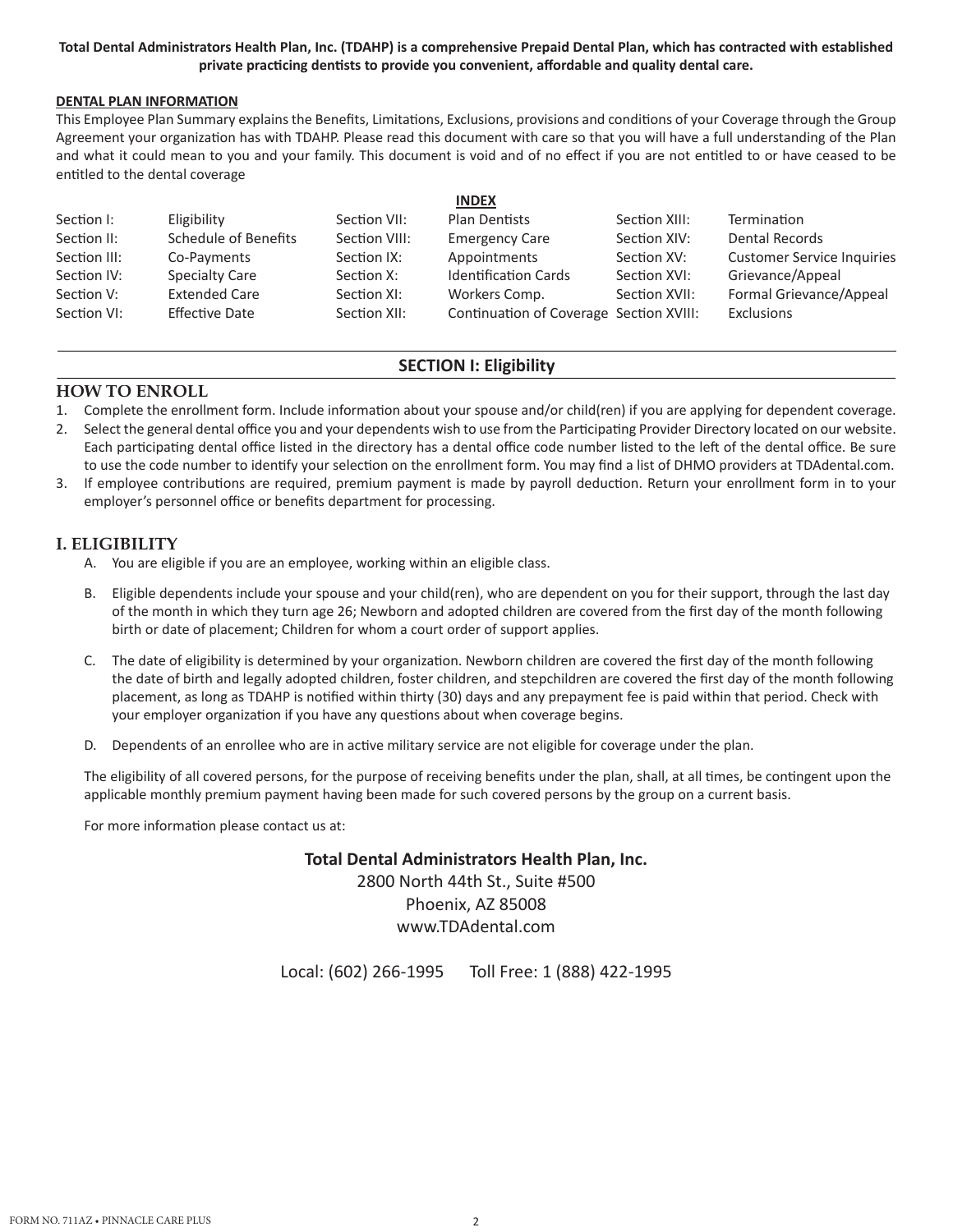**Total Dental Administrators Health Plan, Inc. (TDAHP) is a comprehensive Prepaid Dental Plan, which has contracted with established private practicing dentists to provide you convenient, affordable and quality dental care.**

**DENTAL PLAN INFORMATION**

This Employee Plan Summary explains the Benefits, Limitations, Exclusions, provisions and conditions of your Coverage through the Group Agreement your organization has with TDAHP. Please read this document with care so that you will have a full understanding of the Plan and what it could mean to you and your family. This document is void and of no effect if you are not entitled to or have ceased to be entitled to the dental coverage

**INDEX**

| | | | | | |
|---|---|---|---|---|---|
| Section I: | Eligibility | Section VII: | Plan Dentists | Section XIII: | Termination |
| Section II: | Schedule of Benefits | Section VIII: | Emergency Care | Section XIV: | Dental Records |
| Section III: | Co-Payments | Section IX: | Appointments | Section XV: | Customer Service Inquiries |
| Section IV: | Specialty Care | Section X: | Identification Cards | Section XVI: | Grievance/Appeal |
| Section V: | Extended Care | Section XI: | Workers Comp. | Section XVII: | Formal Grievance/Appeal |
| Section VI: | Effective Date | Section XII: | Continuation of Coverage | Section XVIII: | Exclusions |

## SECTION I: Eligibility

### HOW TO ENROLL

1. Complete the enrollment form. Include information about your spouse and/or child(ren) if you are applying for dependent coverage.
2. Select the general dental office you and your dependents wish to use from the Participating Provider Directory located on our website. Each participating dental office listed in the directory has a dental office code number listed to the left of the dental office. Be sure to use the code number to identify your selection on the enrollment form. You may find a list of DHMO providers at TDAdental.com.
3. If employee contributions are required, premium payment is made by payroll deduction. Return your enrollment form in to your employer's personnel office or benefits department for processing.

### I. ELIGIBILITY

A. You are eligible if you are an employee, working within an eligible class.

B. Eligible dependents include your spouse and your child(ren), who are dependent on you for their support, through the last day of the month in which they turn age 26; Newborn and adopted children are covered from the first day of the month following birth or date of placement; Children for whom a court order of support applies.

C. The date of eligibility is determined by your organization. Newborn children are covered the first day of the month following the date of birth and legally adopted children, foster children, and stepchildren are covered the first day of the month following placement, as long as TDAHP is notified within thirty (30) days and any prepayment fee is paid within that period. Check with your employer organization if you have any questions about when coverage begins.

D. Dependents of an enrollee who are in active military service are not eligible for coverage under the plan.

The eligibility of all covered persons, for the purpose of receiving benefits under the plan, shall, at all times, be contingent upon the applicable monthly premium payment having been made for such covered persons by the group on a current basis.

For more information please contact us at:

**Total Dental Administrators Health Plan, Inc.**
2800 North 44th St., Suite #500
Phoenix, AZ 85008
www.TDAdental.com

Local: (602) 266-1995 Toll Free: 1 (888) 422-1995

FORM NO. 711AZ • PINNACLE CARE PLUS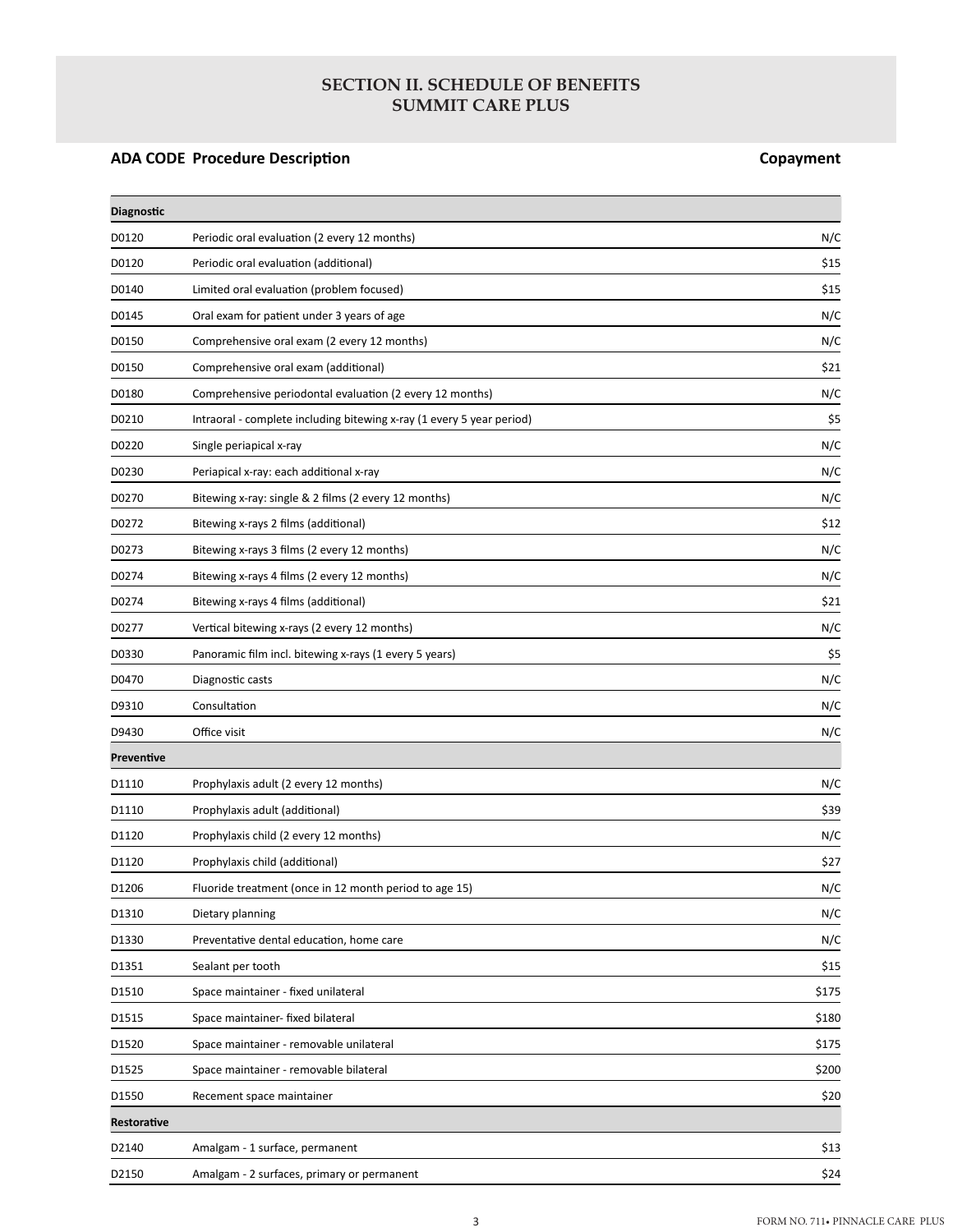## SECTION II. SCHEDULE OF BENEFITS
## SUMMIT CARE PLUS

| ADA CODE | Procedure Description | Copayment |
|---|---|---|
| **Diagnostic** | | |
| D0120 | Periodic oral evaluation (2 every 12 months) | N/C |
| D0120 | Periodic oral evaluation (additional) | $15 |
| D0140 | Limited oral evaluation (problem focused) | $15 |
| D0145 | Oral exam for patient under 3 years of age | N/C |
| D0150 | Comprehensive oral exam (2 every 12 months) | N/C |
| D0150 | Comprehensive oral exam (additional) | $21 |
| D0180 | Comprehensive periodontal evaluation (2 every 12 months) | N/C |
| D0210 | Intraoral - complete including bitewing x-ray (1 every 5 year period) | $5 |
| D0220 | Single periapical x-ray | N/C |
| D0230 | Periapical x-ray: each additional x-ray | N/C |
| D0270 | Bitewing x-ray: single & 2 films (2 every 12 months) | N/C |
| D0272 | Bitewing x-rays 2 films (additional) | $12 |
| D0273 | Bitewing x-rays 3 films (2 every 12 months) | N/C |
| D0274 | Bitewing x-rays 4 films (2 every 12 months) | N/C |
| D0274 | Bitewing x-rays 4 films (additional) | $21 |
| D0277 | Vertical bitewing x-rays (2 every 12 months) | N/C |
| D0330 | Panoramic film incl. bitewing x-rays (1 every 5 years) | $5 |
| D0470 | Diagnostic casts | N/C |
| D9310 | Consultation | N/C |
| D9430 | Office visit | N/C |
| **Preventive** | | |
| D1110 | Prophylaxis adult (2 every 12 months) | N/C |
| D1110 | Prophylaxis adult (additional) | $39 |
| D1120 | Prophylaxis child (2 every 12 months) | N/C |
| D1120 | Prophylaxis child (additional) | $27 |
| D1206 | Fluoride treatment (once in 12 month period to age 15) | N/C |
| D1310 | Dietary planning | N/C |
| D1330 | Preventative dental education, home care | N/C |
| D1351 | Sealant per tooth | $15 |
| D1510 | Space maintainer - fixed unilateral | $175 |
| D1515 | Space maintainer- fixed bilateral | $180 |
| D1520 | Space maintainer - removable unilateral | $175 |
| D1525 | Space maintainer - removable bilateral | $200 |
| D1550 | Recement space maintainer | $20 |
| **Restorative** | | |
| D2140 | Amalgam - 1 surface, permanent | $13 |
| D2150 | Amalgam - 2 surfaces, primary or permanent | $24 |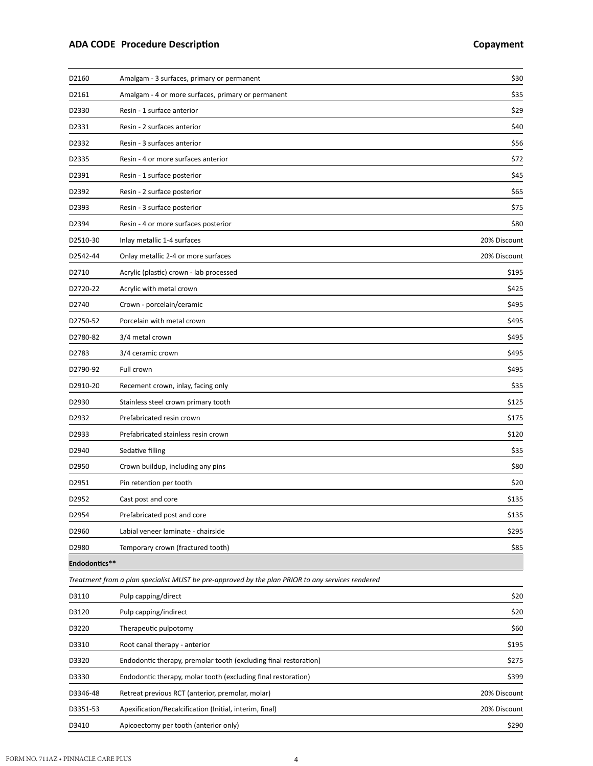| ADA CODE | Procedure Description | Copayment |
|---|---|---|
| D2160 | Amalgam - 3 surfaces, primary or permanent | $30 |
| D2161 | Amalgam - 4 or more surfaces, primary or permanent | $35 |
| D2330 | Resin - 1 surface anterior | $29 |
| D2331 | Resin - 2 surfaces anterior | $40 |
| D2332 | Resin - 3 surfaces anterior | $56 |
| D2335 | Resin - 4 or more surfaces anterior | $72 |
| D2391 | Resin - 1 surface posterior | $45 |
| D2392 | Resin - 2 surface posterior | $65 |
| D2393 | Resin - 3 surface posterior | $75 |
| D2394 | Resin - 4 or more surfaces posterior | $80 |
| D2510-30 | Inlay metallic 1-4 surfaces | 20% Discount |
| D2542-44 | Onlay metallic 2-4 or more surfaces | 20% Discount |
| D2710 | Acrylic (plastic) crown - lab processed | $195 |
| D2720-22 | Acrylic with metal crown | $425 |
| D2740 | Crown - porcelain/ceramic | $495 |
| D2750-52 | Porcelain with metal crown | $495 |
| D2780-82 | 3/4 metal crown | $495 |
| D2783 | 3/4 ceramic crown | $495 |
| D2790-92 | Full crown | $495 |
| D2910-20 | Recement crown, inlay, facing only | $35 |
| D2930 | Stainless steel crown primary tooth | $125 |
| D2932 | Prefabricated resin crown | $175 |
| D2933 | Prefabricated stainless resin crown | $120 |
| D2940 | Sedative filling | $35 |
| D2950 | Crown buildup, including any pins | $80 |
| D2951 | Pin retention per tooth | $20 |
| D2952 | Cast post and core | $135 |
| D2954 | Prefabricated post and core | $135 |
| D2960 | Labial veneer laminate - chairside | $295 |
| D2980 | Temporary crown (fractured tooth) | $85 |
| **Endodontics**** | | |
| *Treatment from a plan specialist MUST be pre-approved by the plan PRIOR to any services rendered* | | |
| D3110 | Pulp capping/direct | $20 |
| D3120 | Pulp capping/indirect | $20 |
| D3220 | Therapeutic pulpotomy | $60 |
| D3310 | Root canal therapy - anterior | $195 |
| D3320 | Endodontic therapy, premolar tooth (excluding final restoration) | $275 |
| D3330 | Endodontic therapy, molar tooth (excluding final restoration) | $399 |
| D3346-48 | Retreat previous RCT (anterior, premolar, molar) | 20% Discount |
| D3351-53 | Apexification/Recalcification (Initial, interim, final) | 20% Discount |
| D3410 | Apicoectomy per tooth (anterior only) | $290 |

FORM NO. 711AZ • PINNACLE CARE PLUS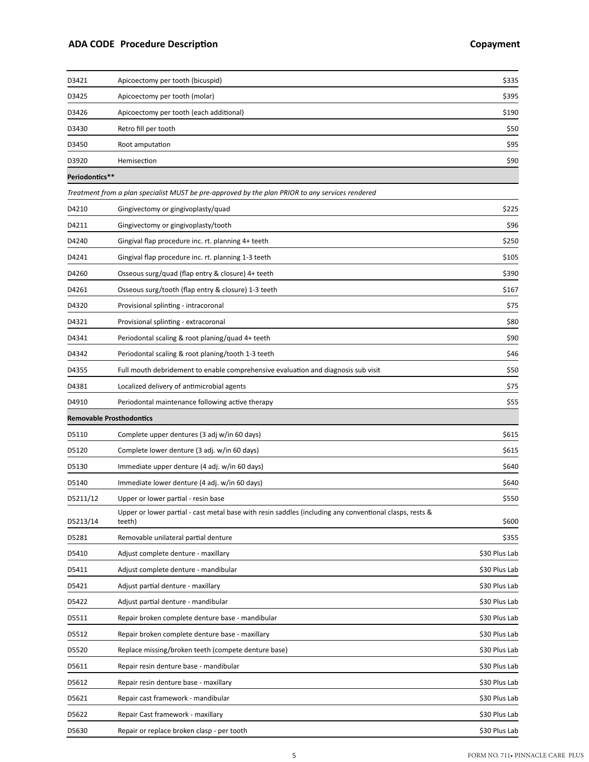| ADA CODE | Procedure Description | Copayment |
|---|---|---|
| D3421 | Apicoectomy per tooth (bicuspid) | $335 |
| D3425 | Apicoectomy per tooth (molar) | $395 |
| D3426 | Apicoectomy per tooth (each additional) | $190 |
| D3430 | Retro fill per tooth | $50 |
| D3450 | Root amputation | $95 |
| D3920 | Hemisection | $90 |
| **Periodontics**** | | |
| *Treatment from a plan specialist MUST be pre-approved by the plan PRIOR to any services rendered* | | |
| D4210 | Gingivectomy or gingivoplasty/quad | $225 |
| D4211 | Gingivectomy or gingivoplasty/tooth | $96 |
| D4240 | Gingival flap procedure inc. rt. planning 4+ teeth | $250 |
| D4241 | Gingival flap procedure inc. rt. planning 1-3 teeth | $105 |
| D4260 | Osseous surg/quad (flap entry & closure) 4+ teeth | $390 |
| D4261 | Osseous surg/tooth (flap entry & closure) 1-3 teeth | $167 |
| D4320 | Provisional splinting - intracoronal | $75 |
| D4321 | Provisional splinting - extracoronal | $80 |
| D4341 | Periodontal scaling & root planing/quad 4+ teeth | $90 |
| D4342 | Periodontal scaling & root planing/tooth 1-3 teeth | $46 |
| D4355 | Full mouth debridement to enable comprehensive evaluation and diagnosis sub visit | $50 |
| D4381 | Localized delivery of antimicrobial agents | $75 |
| D4910 | Periodontal maintenance following active therapy | $55 |
| **Removable Prosthodontics** | | |
| D5110 | Complete upper dentures (3 adj w/in 60 days) | $615 |
| D5120 | Complete lower denture (3 adj. w/in 60 days) | $615 |
| D5130 | Immediate upper denture (4 adj. w/in 60 days) | $640 |
| D5140 | Immediate lower denture (4 adj. w/in 60 days) | $640 |
| D5211/12 | Upper or lower partial - resin base | $550 |
| D5213/14 | Upper or lower partial - cast metal base with resin saddles (including any conventional clasps, rests & teeth) | $600 |
| D5281 | Removable unilateral partial denture | $355 |
| D5410 | Adjust complete denture - maxillary | $30 Plus Lab |
| D5411 | Adjust complete denture - mandibular | $30 Plus Lab |
| D5421 | Adjust partial denture - maxillary | $30 Plus Lab |
| D5422 | Adjust partial denture - mandibular | $30 Plus Lab |
| D5511 | Repair broken complete denture base - mandibular | $30 Plus Lab |
| D5512 | Repair broken complete denture base - maxillary | $30 Plus Lab |
| D5520 | Replace missing/broken teeth (compete denture base) | $30 Plus Lab |
| D5611 | Repair resin denture base - mandibular | $30 Plus Lab |
| D5612 | Repair resin denture base - maxillary | $30 Plus Lab |
| D5621 | Repair cast framework - mandibular | $30 Plus Lab |
| D5622 | Repair Cast framework - maxillary | $30 Plus Lab |
| D5630 | Repair or replace broken clasp - per tooth | $30 Plus Lab |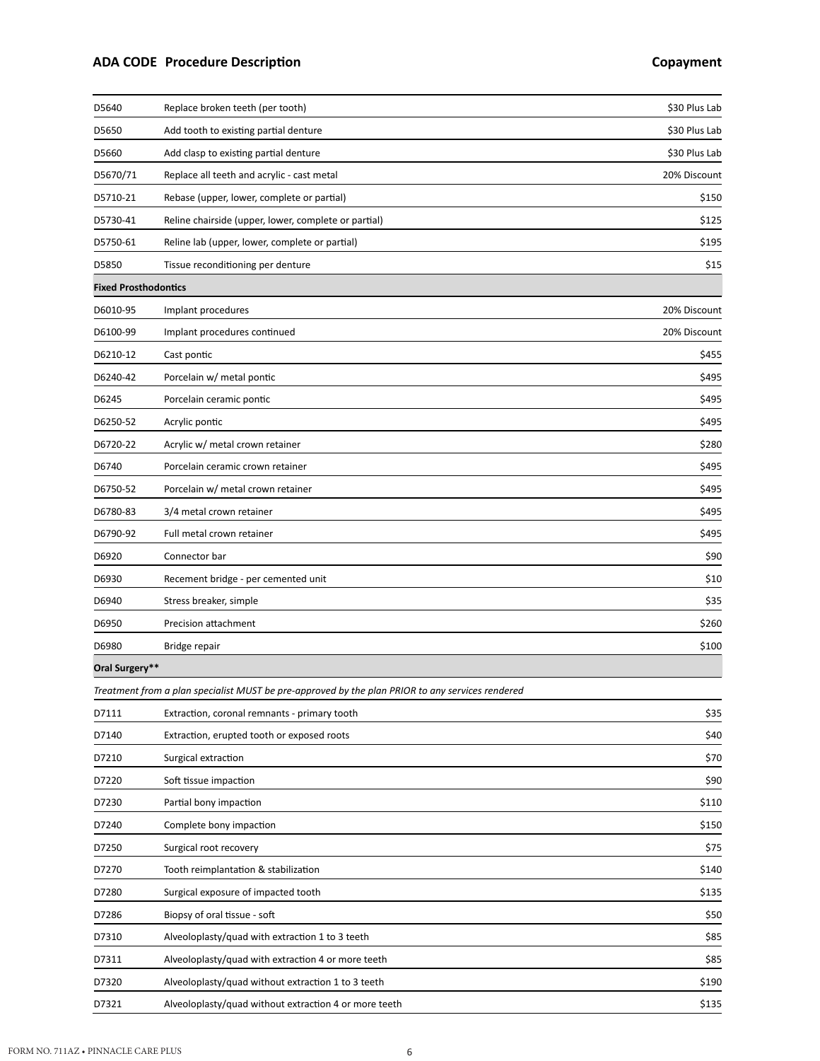| ADA CODE | Procedure Description | Copayment |
|---|---|---|
| D5640 | Replace broken teeth (per tooth) | $30 Plus Lab |
| D5650 | Add tooth to existing partial denture | $30 Plus Lab |
| D5660 | Add clasp to existing partial denture | $30 Plus Lab |
| D5670/71 | Replace all teeth and acrylic - cast metal | 20% Discount |
| D5710-21 | Rebase (upper, lower, complete or partial) | $150 |
| D5730-41 | Reline chairside (upper, lower, complete or partial) | $125 |
| D5750-61 | Reline lab (upper, lower, complete or partial) | $195 |
| D5850 | Tissue reconditioning per denture | $15 |
| **Fixed Prosthodontics** | | |
| D6010-95 | Implant procedures | 20% Discount |
| D6100-99 | Implant procedures continued | 20% Discount |
| D6210-12 | Cast pontic | $455 |
| D6240-42 | Porcelain w/ metal pontic | $495 |
| D6245 | Porcelain ceramic pontic | $495 |
| D6250-52 | Acrylic pontic | $495 |
| D6720-22 | Acrylic w/ metal crown retainer | $280 |
| D6740 | Porcelain ceramic crown retainer | $495 |
| D6750-52 | Porcelain w/ metal crown retainer | $495 |
| D6780-83 | 3/4 metal crown retainer | $495 |
| D6790-92 | Full metal crown retainer | $495 |
| D6920 | Connector bar | $90 |
| D6930 | Recement bridge - per cemented unit | $10 |
| D6940 | Stress breaker, simple | $35 |
| D6950 | Precision attachment | $260 |
| D6980 | Bridge repair | $100 |
| **Oral Surgery**** | | |
| *Treatment from a plan specialist MUST be pre-approved by the plan PRIOR to any services rendered* | | |
| D7111 | Extraction, coronal remnants - primary tooth | $35 |
| D7140 | Extraction, erupted tooth or exposed roots | $40 |
| D7210 | Surgical extraction | $70 |
| D7220 | Soft tissue impaction | $90 |
| D7230 | Partial bony impaction | $110 |
| D7240 | Complete bony impaction | $150 |
| D7250 | Surgical root recovery | $75 |
| D7270 | Tooth reimplantation & stabilization | $140 |
| D7280 | Surgical exposure of impacted tooth | $135 |
| D7286 | Biopsy of oral tissue - soft | $50 |
| D7310 | Alveoloplasty/quad with extraction 1 to 3 teeth | $85 |
| D7311 | Alveoloplasty/quad with extraction 4 or more teeth | $85 |
| D7320 | Alveoloplasty/quad without extraction 1 to 3 teeth | $190 |
| D7321 | Alveoloplasty/quad without extraction 4 or more teeth | $135 |

FORM NO. 711AZ • PINNACLE CARE PLUS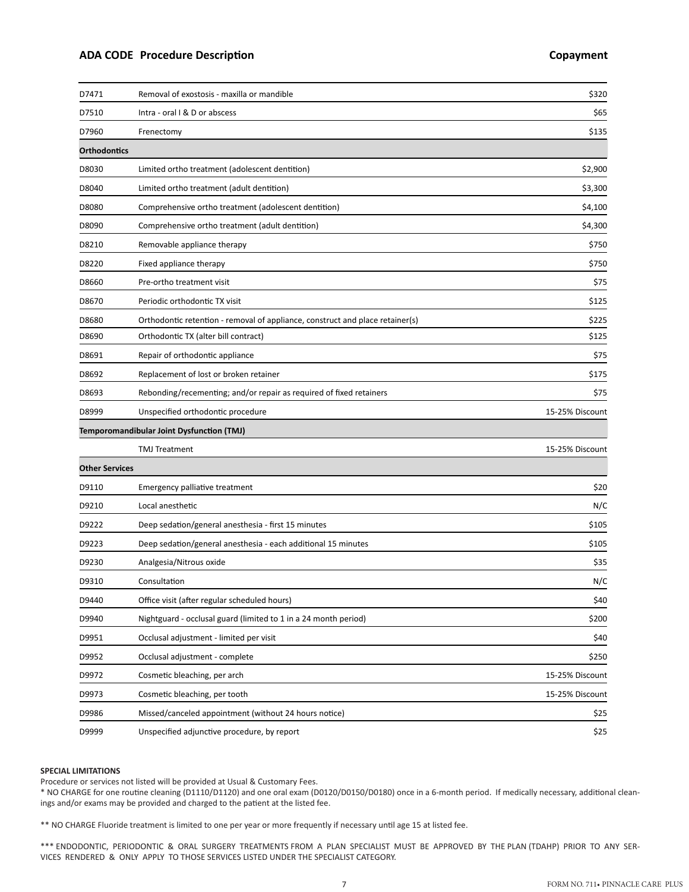| ADA CODE | Procedure Description | Copayment |
|---|---|---|
| D7471 | Removal of exostosis - maxilla or mandible | $320 |
| D7510 | Intra - oral I & D or abscess | $65 |
| D7960 | Frenectomy | $135 |
| **Orthodontics** | | |
| D8030 | Limited ortho treatment (adolescent dentition) | $2,900 |
| D8040 | Limited ortho treatment (adult dentition) | $3,300 |
| D8080 | Comprehensive ortho treatment (adolescent dentition) | $4,100 |
| D8090 | Comprehensive ortho treatment (adult dentition) | $4,300 |
| D8210 | Removable appliance therapy | $750 |
| D8220 | Fixed appliance therapy | $750 |
| D8660 | Pre-ortho treatment visit | $75 |
| D8670 | Periodic orthodontic TX visit | $125 |
| D8680 | Orthodontic retention - removal of appliance, construct and place retainer(s) | $225 |
| D8690 | Orthodontic TX (alter bill contract) | $125 |
| D8691 | Repair of orthodontic appliance | $75 |
| D8692 | Replacement of lost or broken retainer | $175 |
| D8693 | Rebonding/recementing; and/or repair as required of fixed retainers | $75 |
| D8999 | Unspecified orthodontic procedure | 15-25% Discount |
| **Temporomandibular Joint Dysfunction (TMJ)** | | |
| | TMJ Treatment | 15-25% Discount |
| **Other Services** | | |
| D9110 | Emergency palliative treatment | $20 |
| D9210 | Local anesthetic | N/C |
| D9222 | Deep sedation/general anesthesia - first 15 minutes | $105 |
| D9223 | Deep sedation/general anesthesia - each additional 15 minutes | $105 |
| D9230 | Analgesia/Nitrous oxide | $35 |
| D9310 | Consultation | N/C |
| D9440 | Office visit (after regular scheduled hours) | $40 |
| D9940 | Nightguard - occlusal guard (limited to 1 in a 24 month period) | $200 |
| D9951 | Occlusal adjustment - limited per visit | $40 |
| D9952 | Occlusal adjustment - complete | $250 |
| D9972 | Cosmetic bleaching, per arch | 15-25% Discount |
| D9973 | Cosmetic bleaching, per tooth | 15-25% Discount |
| D9986 | Missed/canceled appointment (without 24 hours notice) | $25 |
| D9999 | Unspecified adjunctive procedure, by report | $25 |

**SPECIAL LIMITATIONS**

Procedure or services not listed will be provided at Usual & Customary Fees.

* NO CHARGE for one routine cleaning (D1110/D1120) and one oral exam (D0120/D0150/D0180) once in a 6-month period. If medically necessary, additional cleanings and/or exams may be provided and charged to the patient at the listed fee.

** NO CHARGE Fluoride treatment is limited to one per year or more frequently if necessary until age 15 at listed fee.

*** ENDODONTIC, PERIODONTIC & ORAL SURGERY TREATMENTS FROM A PLAN SPECIALIST MUST BE APPROVED BY THE PLAN (TDAHP) PRIOR TO ANY SERVICES RENDERED & ONLY APPLY TO THOSE SERVICES LISTED UNDER THE SPECIALIST CATEGORY.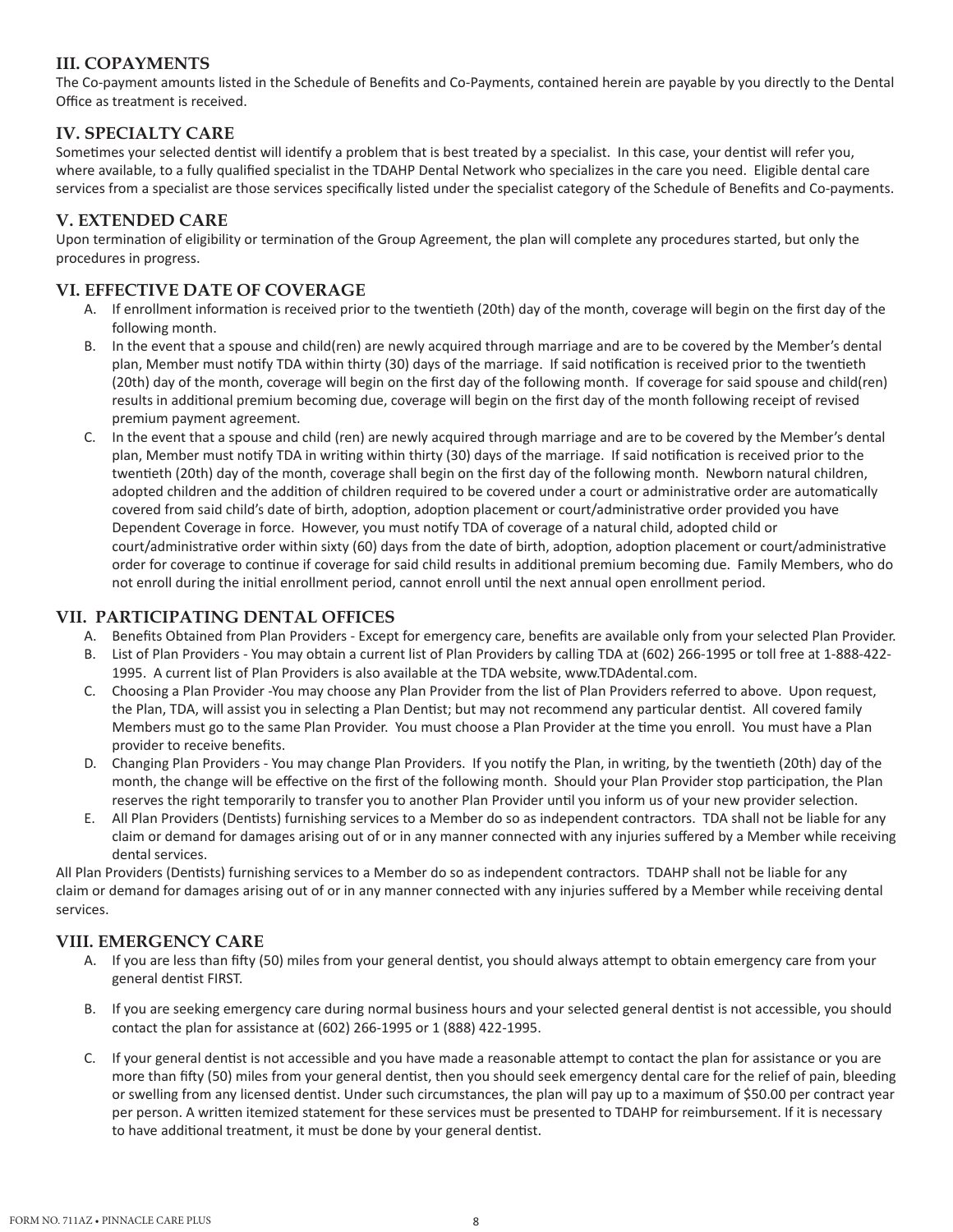## III. COPAYMENTS

The Co-payment amounts listed in the Schedule of Benefits and Co-Payments, contained herein are payable by you directly to the Dental Office as treatment is received.

## IV. SPECIALTY CARE

Sometimes your selected dentist will identify a problem that is best treated by a specialist. In this case, your dentist will refer you, where available, to a fully qualified specialist in the TDAHP Dental Network who specializes in the care you need. Eligible dental care services from a specialist are those services specifically listed under the specialist category of the Schedule of Benefits and Co-payments.

## V. EXTENDED CARE

Upon termination of eligibility or termination of the Group Agreement, the plan will complete any procedures started, but only the procedures in progress.

## VI. EFFECTIVE DATE OF COVERAGE

A. If enrollment information is received prior to the twentieth (20th) day of the month, coverage will begin on the first day of the following month.

B. In the event that a spouse and child(ren) are newly acquired through marriage and are to be covered by the Member's dental plan, Member must notify TDA within thirty (30) days of the marriage. If said notification is received prior to the twentieth (20th) day of the month, coverage will begin on the first day of the following month. If coverage for said spouse and child(ren) results in additional premium becoming due, coverage will begin on the first day of the month following receipt of revised premium payment agreement.

C. In the event that a spouse and child (ren) are newly acquired through marriage and are to be covered by the Member's dental plan, Member must notify TDA in writing within thirty (30) days of the marriage. If said notification is received prior to the twentieth (20th) day of the month, coverage shall begin on the first day of the following month. Newborn natural children, adopted children and the addition of children required to be covered under a court or administrative order are automatically covered from said child's date of birth, adoption, adoption placement or court/administrative order provided you have Dependent Coverage in force. However, you must notify TDA of coverage of a natural child, adopted child or court/administrative order within sixty (60) days from the date of birth, adoption, adoption placement or court/administrative order for coverage to continue if coverage for said child results in additional premium becoming due. Family Members, who do not enroll during the initial enrollment period, cannot enroll until the next annual open enrollment period.

## VII. PARTICIPATING DENTAL OFFICES

A. Benefits Obtained from Plan Providers - Except for emergency care, benefits are available only from your selected Plan Provider.

B. List of Plan Providers - You may obtain a current list of Plan Providers by calling TDA at (602) 266-1995 or toll free at 1-888-422-1995. A current list of Plan Providers is also available at the TDA website, www.TDAdental.com.

C. Choosing a Plan Provider -You may choose any Plan Provider from the list of Plan Providers referred to above. Upon request, the Plan, TDA, will assist you in selecting a Plan Dentist; but may not recommend any particular dentist. All covered family Members must go to the same Plan Provider. You must choose a Plan Provider at the time you enroll. You must have a Plan provider to receive benefits.

D. Changing Plan Providers - You may change Plan Providers. If you notify the Plan, in writing, by the twentieth (20th) day of the month, the change will be effective on the first of the following month. Should your Plan Provider stop participation, the Plan reserves the right temporarily to transfer you to another Plan Provider until you inform us of your new provider selection.

E. All Plan Providers (Dentists) furnishing services to a Member do so as independent contractors. TDA shall not be liable for any claim or demand for damages arising out of or in any manner connected with any injuries suffered by a Member while receiving dental services.

All Plan Providers (Dentists) furnishing services to a Member do so as independent contractors. TDAHP shall not be liable for any claim or demand for damages arising out of or in any manner connected with any injuries suffered by a Member while receiving dental services.

## VIII. EMERGENCY CARE

A. If you are less than fifty (50) miles from your general dentist, you should always attempt to obtain emergency care from your general dentist FIRST.

B. If you are seeking emergency care during normal business hours and your selected general dentist is not accessible, you should contact the plan for assistance at (602) 266-1995 or 1 (888) 422-1995.

C. If your general dentist is not accessible and you have made a reasonable attempt to contact the plan for assistance or you are more than fifty (50) miles from your general dentist, then you should seek emergency dental care for the relief of pain, bleeding or swelling from any licensed dentist. Under such circumstances, the plan will pay up to a maximum of $50.00 per contract year per person. A written itemized statement for these services must be presented to TDAHP for reimbursement. If it is necessary to have additional treatment, it must be done by your general dentist.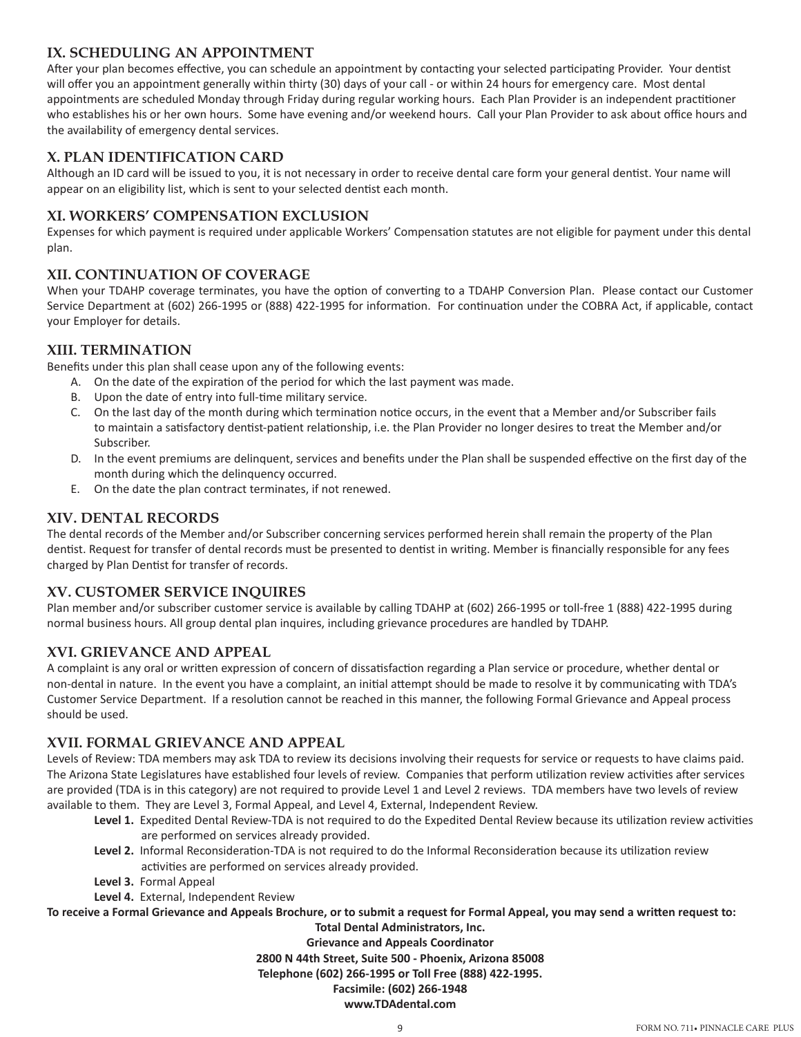## IX. SCHEDULING AN APPOINTMENT

After your plan becomes effective, you can schedule an appointment by contacting your selected participating Provider. Your dentist will offer you an appointment generally within thirty (30) days of your call - or within 24 hours for emergency care. Most dental appointments are scheduled Monday through Friday during regular working hours. Each Plan Provider is an independent practitioner who establishes his or her own hours. Some have evening and/or weekend hours. Call your Plan Provider to ask about office hours and the availability of emergency dental services.

## X. PLAN IDENTIFICATION CARD

Although an ID card will be issued to you, it is not necessary in order to receive dental care form your general dentist. Your name will appear on an eligibility list, which is sent to your selected dentist each month.

## XI. WORKERS' COMPENSATION EXCLUSION

Expenses for which payment is required under applicable Workers' Compensation statutes are not eligible for payment under this dental plan.

## XII. CONTINUATION OF COVERAGE

When your TDAHP coverage terminates, you have the option of converting to a TDAHP Conversion Plan. Please contact our Customer Service Department at (602) 266-1995 or (888) 422-1995 for information. For continuation under the COBRA Act, if applicable, contact your Employer for details.

## XIII. TERMINATION

Benefits under this plan shall cease upon any of the following events:

A. On the date of the expiration of the period for which the last payment was made.
B. Upon the date of entry into full-time military service.
C. On the last day of the month during which termination notice occurs, in the event that a Member and/or Subscriber fails to maintain a satisfactory dentist-patient relationship, i.e. the Plan Provider no longer desires to treat the Member and/or Subscriber.
D. In the event premiums are delinquent, services and benefits under the Plan shall be suspended effective on the first day of the month during which the delinquency occurred.
E. On the date the plan contract terminates, if not renewed.

## XIV. DENTAL RECORDS

The dental records of the Member and/or Subscriber concerning services performed herein shall remain the property of the Plan dentist. Request for transfer of dental records must be presented to dentist in writing. Member is financially responsible for any fees charged by Plan Dentist for transfer of records.

## XV. CUSTOMER SERVICE INQUIRES

Plan member and/or subscriber customer service is available by calling TDAHP at (602) 266-1995 or toll-free 1 (888) 422-1995 during normal business hours. All group dental plan inquires, including grievance procedures are handled by TDAHP.

## XVI. GRIEVANCE AND APPEAL

A complaint is any oral or written expression of concern of dissatisfaction regarding a Plan service or procedure, whether dental or non-dental in nature. In the event you have a complaint, an initial attempt should be made to resolve it by communicating with TDA's Customer Service Department. If a resolution cannot be reached in this manner, the following Formal Grievance and Appeal process should be used.

## XVII. FORMAL GRIEVANCE AND APPEAL

Levels of Review: TDA members may ask TDA to review its decisions involving their requests for service or requests to have claims paid. The Arizona State Legislatures have established four levels of review. Companies that perform utilization review activities after services are provided (TDA is in this category) are not required to provide Level 1 and Level 2 reviews. TDA members have two levels of review available to them. They are Level 3, Formal Appeal, and Level 4, External, Independent Review.

**Level 1.** Expedited Dental Review-TDA is not required to do the Expedited Dental Review because its utilization review activities are performed on services already provided.

**Level 2.** Informal Reconsideration-TDA is not required to do the Informal Reconsideration because its utilization review activities are performed on services already provided.

**Level 3.** Formal Appeal

**Level 4.** External, Independent Review

**To receive a Formal Grievance and Appeals Brochure, or to submit a request for Formal Appeal, you may send a written request to:**

**Total Dental Administrators, Inc.**
**Grievance and Appeals Coordinator**
**2800 N 44th Street, Suite 500 - Phoenix, Arizona 85008**
**Telephone (602) 266-1995 or Toll Free (888) 422-1995.**
**Facsimile: (602) 266-1948**
**www.TDAdental.com**

FORM NO. 711• PINNACLE CARE PLUS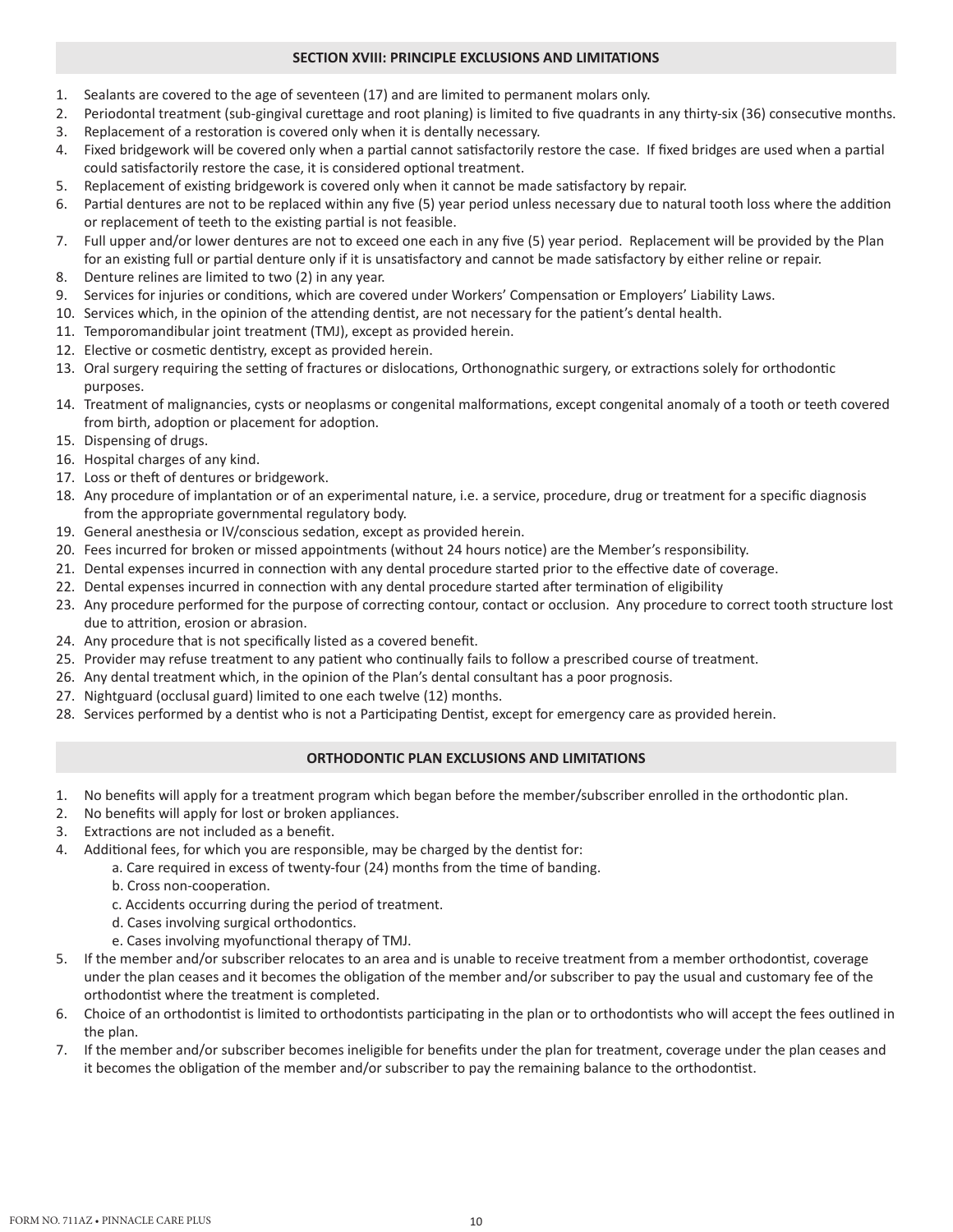## SECTION XVIII: PRINCIPLE EXCLUSIONS AND LIMITATIONS

1. Sealants are covered to the age of seventeen (17) and are limited to permanent molars only.
2. Periodontal treatment (sub-gingival curettage and root planing) is limited to five quadrants in any thirty-six (36) consecutive months.
3. Replacement of a restoration is covered only when it is dentally necessary.
4. Fixed bridgework will be covered only when a partial cannot satisfactorily restore the case. If fixed bridges are used when a partial could satisfactorily restore the case, it is considered optional treatment.
5. Replacement of existing bridgework is covered only when it cannot be made satisfactory by repair.
6. Partial dentures are not to be replaced within any five (5) year period unless necessary due to natural tooth loss where the addition or replacement of teeth to the existing partial is not feasible.
7. Full upper and/or lower dentures are not to exceed one each in any five (5) year period. Replacement will be provided by the Plan for an existing full or partial denture only if it is unsatisfactory and cannot be made satisfactory by either reline or repair.
8. Denture relines are limited to two (2) in any year.
9. Services for injuries or conditions, which are covered under Workers' Compensation or Employers' Liability Laws.
10. Services which, in the opinion of the attending dentist, are not necessary for the patient's dental health.
11. Temporomandibular joint treatment (TMJ), except as provided herein.
12. Elective or cosmetic dentistry, except as provided herein.
13. Oral surgery requiring the setting of fractures or dislocations, Orthonognathic surgery, or extractions solely for orthodontic purposes.
14. Treatment of malignancies, cysts or neoplasms or congenital malformations, except congenital anomaly of a tooth or teeth covered from birth, adoption or placement for adoption.
15. Dispensing of drugs.
16. Hospital charges of any kind.
17. Loss or theft of dentures or bridgework.
18. Any procedure of implantation or of an experimental nature, i.e. a service, procedure, drug or treatment for a specific diagnosis from the appropriate governmental regulatory body.
19. General anesthesia or IV/conscious sedation, except as provided herein.
20. Fees incurred for broken or missed appointments (without 24 hours notice) are the Member's responsibility.
21. Dental expenses incurred in connection with any dental procedure started prior to the effective date of coverage.
22. Dental expenses incurred in connection with any dental procedure started after termination of eligibility
23. Any procedure performed for the purpose of correcting contour, contact or occlusion. Any procedure to correct tooth structure lost due to attrition, erosion or abrasion.
24. Any procedure that is not specifically listed as a covered benefit.
25. Provider may refuse treatment to any patient who continually fails to follow a prescribed course of treatment.
26. Any dental treatment which, in the opinion of the Plan's dental consultant has a poor prognosis.
27. Nightguard (occlusal guard) limited to one each twelve (12) months.
28. Services performed by a dentist who is not a Participating Dentist, except for emergency care as provided herein.

## ORTHODONTIC PLAN EXCLUSIONS AND LIMITATIONS

1. No benefits will apply for a treatment program which began before the member/subscriber enrolled in the orthodontic plan.
2. No benefits will apply for lost or broken appliances.
3. Extractions are not included as a benefit.
4. Additional fees, for which you are responsible, may be charged by the dentist for:
   - a. Care required in excess of twenty-four (24) months from the time of banding.
   - b. Cross non-cooperation.
   - c. Accidents occurring during the period of treatment.
   - d. Cases involving surgical orthodontics.
   - e. Cases involving myofunctional therapy of TMJ.
5. If the member and/or subscriber relocates to an area and is unable to receive treatment from a member orthodontist, coverage under the plan ceases and it becomes the obligation of the member and/or subscriber to pay the usual and customary fee of the orthodontist where the treatment is completed.
6. Choice of an orthodontist is limited to orthodontists participating in the plan or to orthodontists who will accept the fees outlined in the plan.
7. If the member and/or subscriber becomes ineligible for benefits under the plan for treatment, coverage under the plan ceases and it becomes the obligation of the member and/or subscriber to pay the remaining balance to the orthodontist.